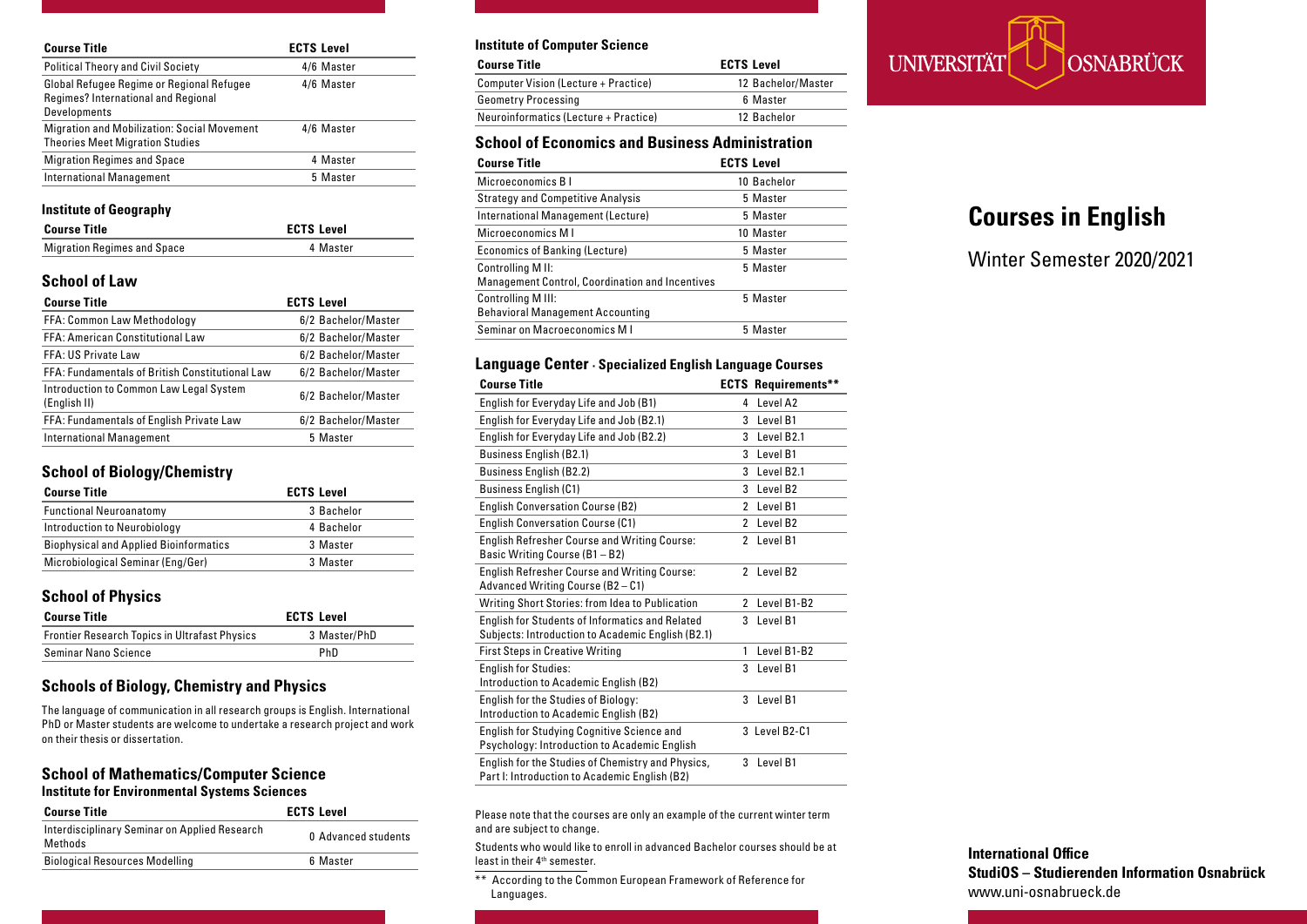| Course Title | ECTS | Level |
|---|---|---|
| Political Theory and Civil Society | 4/6 | Master |
| Global Refugee Regime or Regional Refugee Regimes? International and Regional Developments | 4/6 | Master |
| Migration and Mobilization: Social Movement Theories Meet Migration Studies | 4/6 | Master |
| Migration Regimes and Space | 4 | Master |
| International Management | 5 | Master |

### Institute of Geography

| Course Title | ECTS | Level |
|---|---|---|
| Migration Regimes and Space | 4 | Master |

## School of Law

| Course Title | ECTS | Level |
|---|---|---|
| FFA: Common Law Methodology | 6/2 | Bachelor/Master |
| FFA: American Constitutional Law | 6/2 | Bachelor/Master |
| FFA: US Private Law | 6/2 | Bachelor/Master |
| FFA: Fundamentals of British Constitutional Law | 6/2 | Bachelor/Master |
| Introduction to Common Law Legal System (English II) | 6/2 | Bachelor/Master |
| FFA: Fundamentals of English Private Law | 6/2 | Bachelor/Master |
| International Management | 5 | Master |

## School of Biology/Chemistry

| Course Title | ECTS | Level |
|---|---|---|
| Functional Neuroanatomy | 3 | Bachelor |
| Introduction to Neurobiology | 4 | Bachelor |
| Biophysical and Applied Bioinformatics | 3 | Master |
| Microbiological Seminar (Eng/Ger) | 3 | Master |

## School of Physics

| Course Title | ECTS | Level |
|---|---|---|
| Frontier Research Topics in Ultrafast Physics | 3 | Master/PhD |
| Seminar Nano Science | | PhD |

## Schools of Biology, Chemistry and Physics

The language of communication in all research groups is English. International PhD or Master students are welcome to undertake a research project and work on their thesis or dissertation.

## School of Mathematics/Computer Science

### Institute for Environmental Systems Sciences

| Course Title | ECTS | Level |
|---|---|---|
| Interdisciplinary Seminar on Applied Research Methods | 0 | Advanced students |
| Biological Resources Modelling | 6 | Master |

### Institute of Computer Science

| Course Title | ECTS | Level |
|---|---|---|
| Computer Vision (Lecture + Practice) | 12 | Bachelor/Master |
| Geometry Processing | 6 | Master |
| Neuroinformatics (Lecture + Practice) | 12 | Bachelor |

## School of Economics and Business Administration

| Course Title | ECTS | Level |
|---|---|---|
| Microeconomics B I | 10 | Bachelor |
| Strategy and Competitive Analysis | 5 | Master |
| International Management (Lecture) | 5 | Master |
| Microeconomics M I | 10 | Master |
| Economics of Banking (Lecture) | 5 | Master |
| Controlling M II: Management Control, Coordination and Incentives | 5 | Master |
| Controlling M III: Behavioral Management Accounting | 5 | Master |
| Seminar on Macroeconomics M I | 5 | Master |

## Language Center · Specialized English Language Courses

| Course Title | ECTS | Requirements** |
|---|---|---|
| English for Everyday Life and Job (B1) | 4 | Level A2 |
| English for Everyday Life and Job (B2.1) | 3 | Level B1 |
| English for Everyday Life and Job (B2.2) | 3 | Level B2.1 |
| Business English (B2.1) | 3 | Level B1 |
| Business English (B2.2) | 3 | Level B2.1 |
| Business English (C1) | 3 | Level B2 |
| English Conversation Course (B2) | 2 | Level B1 |
| English Conversation Course (C1) | 2 | Level B2 |
| English Refresher Course and Writing Course: Basic Writing Course (B1 – B2) | 2 | Level B1 |
| English Refresher Course and Writing Course: Advanced Writing Course (B2 – C1) | 2 | Level B2 |
| Writing Short Stories: from Idea to Publication | 2 | Level B1-B2 |
| English for Students of Informatics and Related Subjects: Introduction to Academic English (B2.1) | 3 | Level B1 |
| First Steps in Creative Writing | 1 | Level B1-B2 |
| English for Studies: Introduction to Academic English (B2) | 3 | Level B1 |
| English for the Studies of Biology: Introduction to Academic English (B2) | 3 | Level B1 |
| English for Studying Cognitive Science and Psychology: Introduction to Academic English | 3 | Level B2-C1 |
| English for the Studies of Chemistry and Physics, Part I: Introduction to Academic English (B2) | 3 | Level B1 |

Please note that the courses are only an example of the current winter term and are subject to change.

Students who would like to enroll in advanced Bachelor courses should be at least in their 4th semester.

** According to the Common European Framework of Reference for Languages.

UNIVERSITÄT OSNABRÜCK

# Courses in English

Winter Semester 2020/2021

**International Office**
**StudiOS – Studierenden Information Osnabrück**
www.uni-osnabrueck.de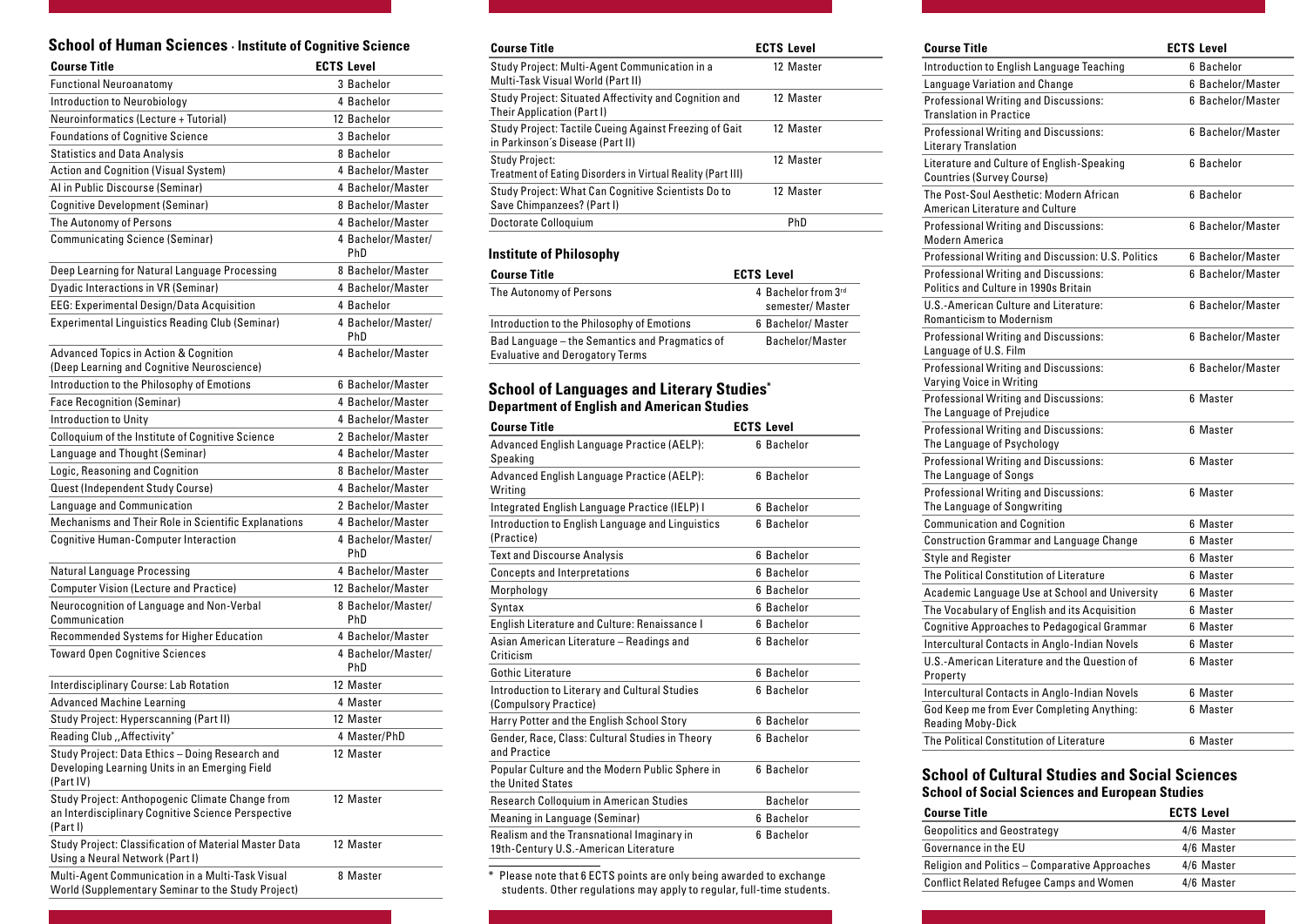## School of Human Sciences · Institute of Cognitive Science

| Course Title | ECTS | Level |
|---|---|---|
| Functional Neuroanatomy | 3 | Bachelor |
| Introduction to Neurobiology | 4 | Bachelor |
| Neuroinformatics (Lecture + Tutorial) | 12 | Bachelor |
| Foundations of Cognitive Science | 3 | Bachelor |
| Statistics and Data Analysis | 8 | Bachelor |
| Action and Cognition (Visual System) | 4 | Bachelor/Master |
| AI in Public Discourse (Seminar) | 4 | Bachelor/Master |
| Cognitive Development (Seminar) | 8 | Bachelor/Master |
| The Autonomy of Persons | 4 | Bachelor/Master |
| Communicating Science (Seminar) | 4 | Bachelor/Master/PhD |
| Deep Learning for Natural Language Processing | 8 | Bachelor/Master |
| Dyadic Interactions in VR (Seminar) | 4 | Bachelor/Master |
| EEG: Experimental Design/Data Acquisition | 4 | Bachelor |
| Experimental Linguistics Reading Club (Seminar) | 4 | Bachelor/Master/PhD |
| Advanced Topics in Action & Cognition (Deep Learning and Cognitive Neuroscience) | 4 | Bachelor/Master |
| Introduction to the Philosophy of Emotions | 6 | Bachelor/Master |
| Face Recognition (Seminar) | 4 | Bachelor/Master |
| Introduction to Unity | 4 | Bachelor/Master |
| Colloquium of the Institute of Cognitive Science | 2 | Bachelor/Master |
| Language and Thought (Seminar) | 4 | Bachelor/Master |
| Logic, Reasoning and Cognition | 8 | Bachelor/Master |
| Quest (Independent Study Course) | 4 | Bachelor/Master |
| Language and Communication | 2 | Bachelor/Master |
| Mechanisms and Their Role in Scientific Explanations | 4 | Bachelor/Master |
| Cognitive Human-Computer Interaction | 4 | Bachelor/Master/PhD |
| Natural Language Processing | 4 | Bachelor/Master |
| Computer Vision (Lecture and Practice) | 12 | Bachelor/Master |
| Neurocognition of Language and Non-Verbal Communication | 8 | Bachelor/Master/PhD |
| Recommended Systems for Higher Education | 4 | Bachelor/Master |
| Toward Open Cognitive Sciences | 4 | Bachelor/Master/PhD |
| Interdisciplinary Course: Lab Rotation | 12 | Master |
| Advanced Machine Learning | 4 | Master |
| Study Project: Hyperscanning (Part II) | 12 | Master |
| Reading Club „Affectivity" | 4 | Master/PhD |
| Study Project: Data Ethics – Doing Research and Developing Learning Units in an Emerging Field (Part IV) | 12 | Master |
| Study Project: Anthopogenic Climate Change from an Interdisciplinary Cognitive Science Perspective (Part I) | 12 | Master |
| Study Project: Classification of Material Master Data Using a Neural Network (Part I) | 12 | Master |
| Multi-Agent Communication in a Multi-Task Visual World (Supplementary Seminar to the Study Project) | 8 | Master |
| Study Project: Multi-Agent Communication in a Multi-Task Visual World (Part II) | 12 | Master |
| Study Project: Situated Affectivity and Cognition and Their Application (Part I) | 12 | Master |
| Study Project: Tactile Cueing Against Freezing of Gait in Parkinson's Disease (Part II) | 12 | Master |
| Study Project: Treatment of Eating Disorders in Virtual Reality (Part III) | 12 | Master |
| Study Project: What Can Cognitive Scientists Do to Save Chimpanzees? (Part I) | 12 | Master |
| Doctorate Colloquium | | PhD |

### Institute of Philosophy

| Course Title | ECTS | Level |
|---|---|---|
| The Autonomy of Persons | 4 | Bachelor from 3rd semester/ Master |
| Introduction to the Philosophy of Emotions | 6 | Bachelor/ Master |
| Bad Language – the Semantics and Pragmatics of Evaluative and Derogatory Terms | | Bachelor/Master |

## School of Languages and Literary Studies*

### Department of English and American Studies

| Course Title | ECTS | Level |
|---|---|---|
| Advanced English Language Practice (AELP): Speaking | 6 | Bachelor |
| Advanced English Language Practice (AELP): Writing | 6 | Bachelor |
| Integrated English Language Practice (IELP) I | 6 | Bachelor |
| Introduction to English Language and Linguistics (Practice) | 6 | Bachelor |
| Text and Discourse Analysis | 6 | Bachelor |
| Concepts and Interpretations | 6 | Bachelor |
| Morphology | 6 | Bachelor |
| Syntax | 6 | Bachelor |
| English Literature and Culture: Renaissance I | 6 | Bachelor |
| Asian American Literature – Readings and Criticism | 6 | Bachelor |
| Gothic Literature | 6 | Bachelor |
| Introduction to Literary and Cultural Studies (Compulsory Practice) | 6 | Bachelor |
| Harry Potter and the English School Story | 6 | Bachelor |
| Gender, Race, Class: Cultural Studies in Theory and Practice | 6 | Bachelor |
| Popular Culture and the Modern Public Sphere in the United States | 6 | Bachelor |
| Research Colloquium in American Studies | | Bachelor |
| Meaning in Language (Seminar) | 6 | Bachelor |
| Realism and the Transnational Imaginary in 19th-Century U.S.-American Literature | 6 | Bachelor |
| Introduction to English Language Teaching | 6 | Bachelor |
| Language Variation and Change | 6 | Bachelor/Master |
| Professional Writing and Discussions: Translation in Practice | 6 | Bachelor/Master |
| Professional Writing and Discussions: Literary Translation | 6 | Bachelor/Master |
| Literature and Culture of English-Speaking Countries (Survey Course) | 6 | Bachelor |
| The Post-Soul Aesthetic: Modern African American Literature and Culture | 6 | Bachelor |
| Professional Writing and Discussions: Modern America | 6 | Bachelor/Master |
| Professional Writing and Discussion: U.S. Politics | 6 | Bachelor/Master |
| Professional Writing and Discussions: Politics and Culture in 1990s Britain | 6 | Bachelor/Master |
| U.S.-American Culture and Literature: Romanticism to Modernism | 6 | Bachelor/Master |
| Professional Writing and Discussions: Language of U.S. Film | 6 | Bachelor/Master |
| Professional Writing and Discussions: Varying Voice in Writing | 6 | Bachelor/Master |
| Professional Writing and Discussions: The Language of Prejudice | 6 | Master |
| Professional Writing and Discussions: The Language of Psychology | 6 | Master |
| Professional Writing and Discussions: The Language of Songs | 6 | Master |
| Professional Writing and Discussions: The Language of Songwriting | 6 | Master |
| Communication and Cognition | 6 | Master |
| Construction Grammar and Language Change | 6 | Master |
| Style and Register | 6 | Master |
| The Political Constitution of Literature | 6 | Master |
| Academic Language Use at School and University | 6 | Master |
| The Vocabulary of English and its Acquisition | 6 | Master |
| Cognitive Approaches to Pedagogical Grammar | 6 | Master |
| Intercultural Contacts in Anglo-Indian Novels | 6 | Master |
| U.S.-American Literature and the Question of Property | 6 | Master |
| Intercultural Contacts in Anglo-Indian Novels | 6 | Master |
| God Keep me from Ever Completing Anything: Reading Moby-Dick | 6 | Master |
| The Political Constitution of Literature | 6 | Master |

\* Please note that 6 ECTS points are only being awarded to exchange students. Other regulations may apply to regular, full-time students.

## School of Cultural Studies and Social Sciences

### School of Social Sciences and European Studies

| Course Title | ECTS | Level |
|---|---|---|
| Geopolitics and Geostrategy | 4/6 | Master |
| Governance in the EU | 4/6 | Master |
| Religion and Politics – Comparative Approaches | 4/6 | Master |
| Conflict Related Refugee Camps and Women | 4/6 | Master |